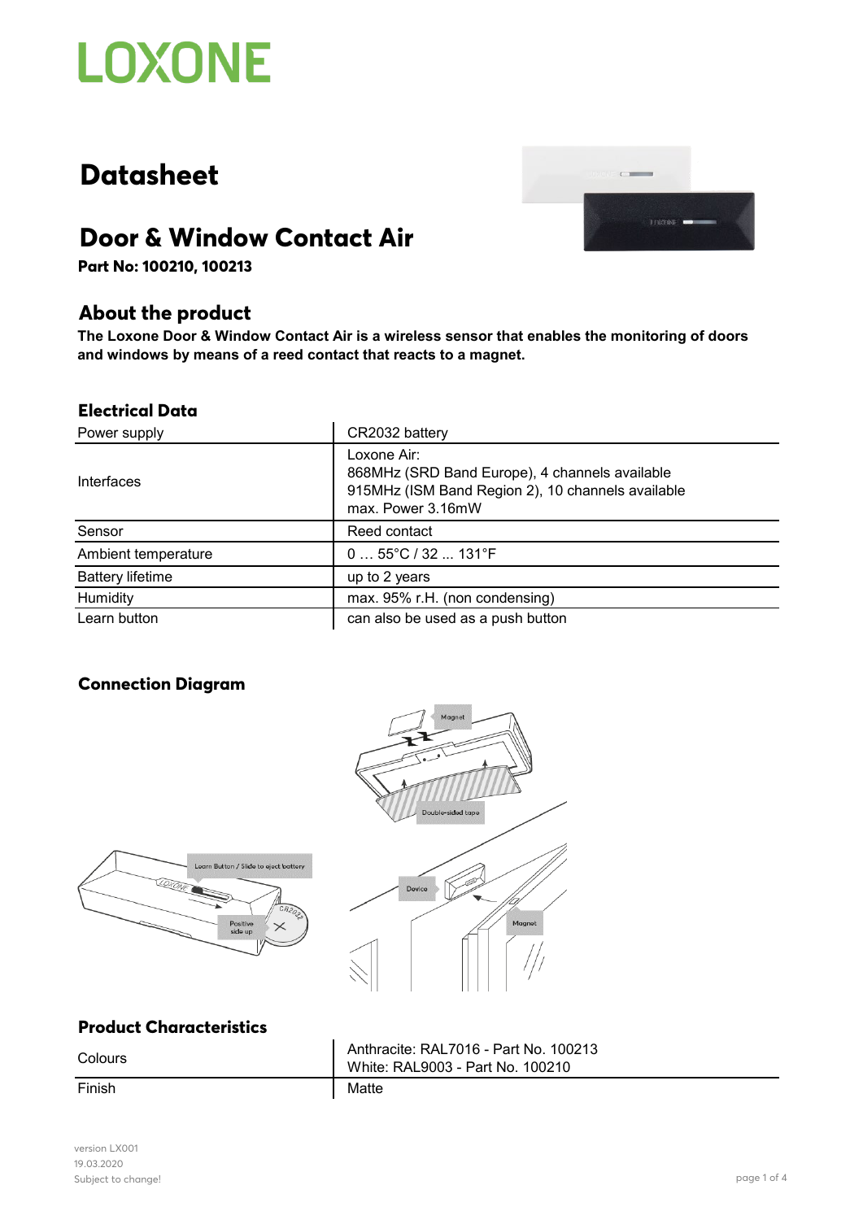# LOXONE

# Datasheet

## Door & Window Contact Air

**Part No: 100210, 100213**

### About the product

**The Loxone Door & Window Contact Air is a wireless sensor that enables the monitoring of doors and windows by means of a reed contact that reacts to a magnet.**

### Electrical Data

| | |
|---|---|
| Power supply | CR2032 battery |
| Interfaces | Loxone Air:<br>868MHz (SRD Band Europe), 4 channels available<br>915MHz (ISM Band Region 2), 10 channels available<br>max. Power 3.16mW |
| Sensor | Reed contact |
| Ambient temperature | 0 … 55°C / 32 ... 131°F |
| Battery lifetime | up to 2 years |
| Humidity | max. 95% r.H. (non condensing) |
| Learn button | can also be used as a push button |

### Connection Diagram

### Product Characteristics

| | |
|---|---|
| Colours | Anthracite: RAL7016 - Part No. 100213<br>White: RAL9003 - Part No. 100210 |
| Finish | Matte |

version LX001
19.03.2020
Subject to change!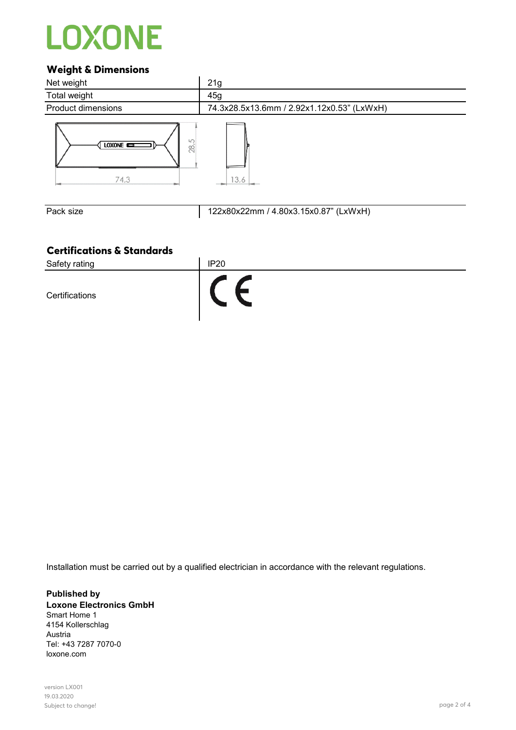## Weight & Dimensions

| | |
|---|---|
| Net weight | 21g |
| Total weight | 45g |
| Product dimensions | 74.3x28.5x13.6mm / 2.92x1.12x0.53" (LxWxH) |
| Pack size | 122x80x22mm / 4.80x3.15x0.87" (LxWxH) |

## Certifications & Standards

| | |
|---|---|
| Safety rating | IP20 |
| Certifications | CE |

Installation must be carried out by a qualified electrician in accordance with the relevant regulations.

**Published by**
**Loxone Electronics GmbH**
Smart Home 1
4154 Kollerschlag
Austria
Tel: +43 7287 7070-0
loxone.com

version LX001
19.03.2020
Subject to change!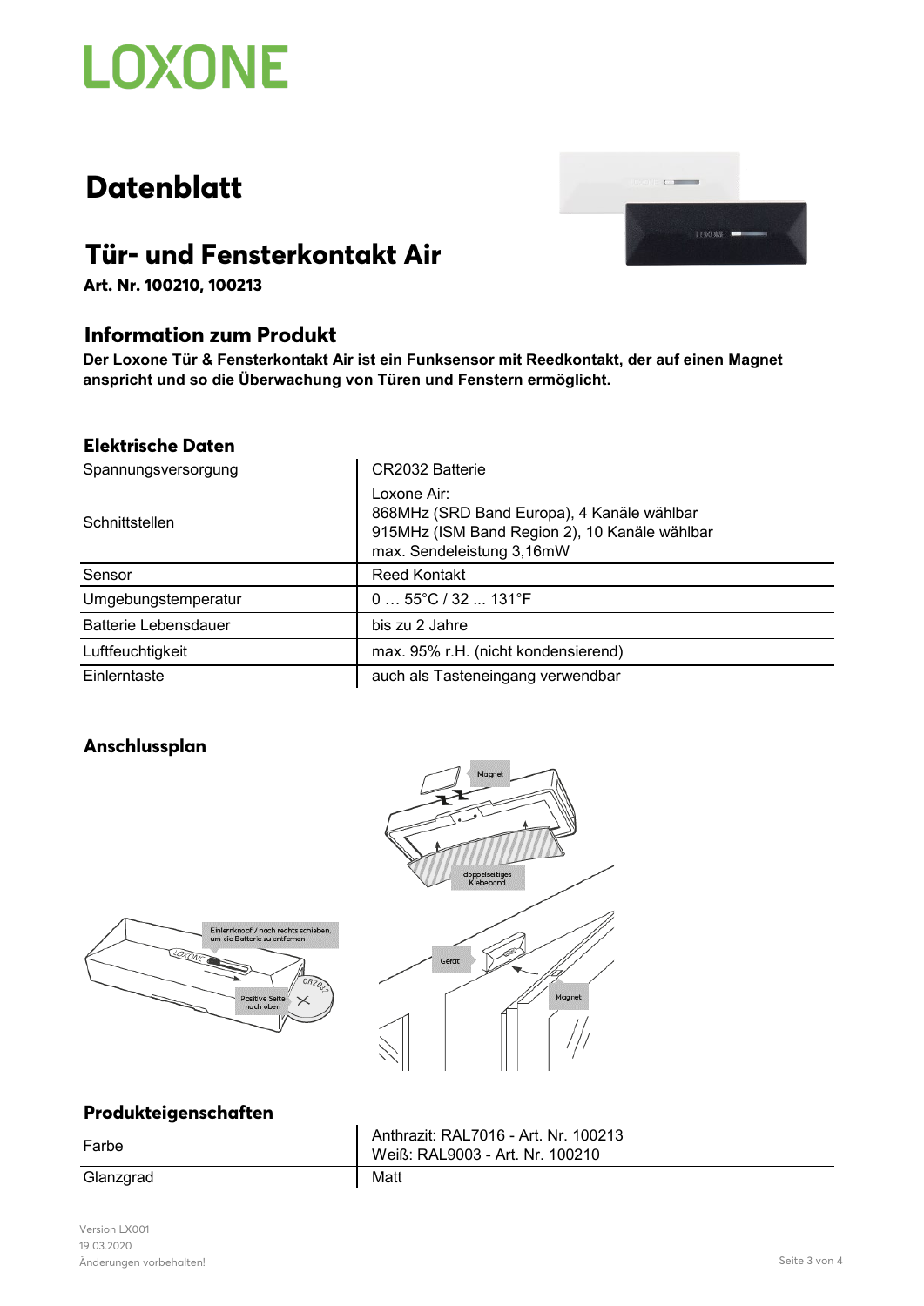# LOXONE

# Datenblatt

## Tür- und Fensterkontakt Air

**Art. Nr. 100210, 100213**

### Information zum Produkt

**Der Loxone Tür & Fensterkontakt Air ist ein Funksensor mit Reedkontakt, der auf einen Magnet anspricht und so die Überwachung von Türen und Fenstern ermöglicht.**

### Elektrische Daten

| | |
|---|---|
| Spannungsversorgung | CR2032 Batterie |
| Schnittstellen | Loxone Air:<br>868MHz (SRD Band Europa), 4 Kanäle wählbar<br>915MHz (ISM Band Region 2), 10 Kanäle wählbar<br>max. Sendeleistung 3,16mW |
| Sensor | Reed Kontakt |
| Umgebungstemperatur | 0 … 55°C / 32 ... 131°F |
| Batterie Lebensdauer | bis zu 2 Jahre |
| Luftfeuchtigkeit | max. 95% r.H. (nicht kondensierend) |
| Einlerntaste | auch als Tasteneingang verwendbar |

### Anschlussplan

Magnet

doppelseitiges Klebeband

Einlernknopf / nach rechts schieben, um die Batterie zu entfernen

Positive Seite nach oben

Gerät

Magnet

### Produkteigenschaften

| | |
|---|---|
| Farbe | Anthrazit: RAL7016 - Art. Nr. 100213<br>Weiß: RAL9003 - Art. Nr. 100210 |
| Glanzgrad | Matt |

Version LX001
19.03.2020
Änderungen vorbehalten!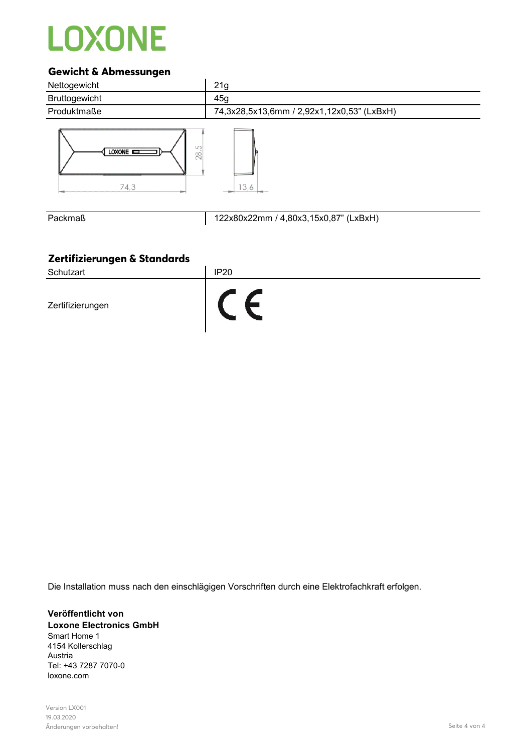## Gewicht & Abmessungen

| | |
|---|---|
| Nettogewicht | 21g |
| Bruttogewicht | 45g |
| Produktmaße | 74,3x28,5x13,6mm / 2,92x1,12x0,53” (LxBxH) |

74,3

28,5

13,6

| | |
|---|---|
| Packmaß | 122x80x22mm / 4,80x3,15x0,87” (LxBxH) |

## Zertifizierungen & Standards

| | |
|---|---|
| Schutzart | IP20 |
| Zertifizierungen | CE |

Die Installation muss nach den einschlägigen Vorschriften durch eine Elektrofachkraft erfolgen.

**Veröffentlicht von**
**Loxone Electronics GmbH**
Smart Home 1
4154 Kollerschlag
Austria
Tel: +43 7287 7070-0
loxone.com

Version LX001
19.03.2020
Änderungen vorbehalten!